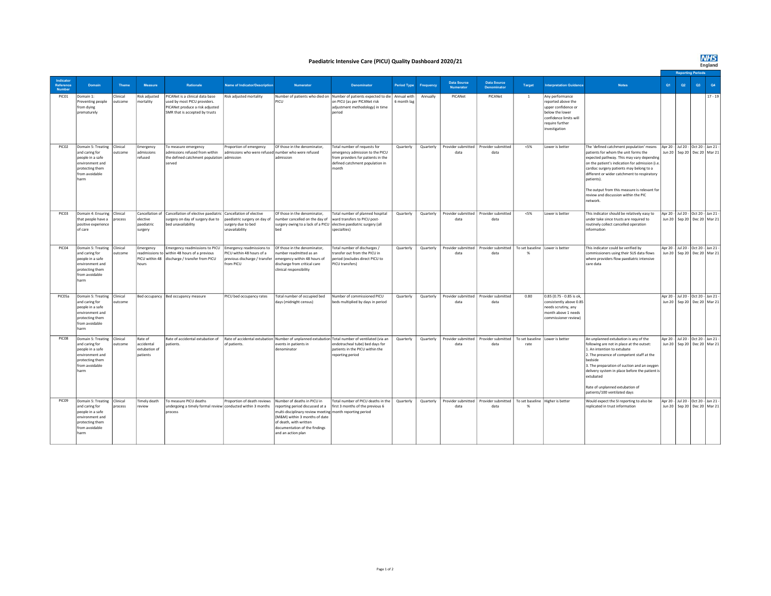# Paediatric Intensive Care (PICU) Quality Dashboard 2020/21

NHS England

| Indicator Reference Number | Domain | Theme | Measure | Rationale | Name of Indicator/Description | Numerator | Denominator | Period Type | Frequency | Data Source Numerator | Data Source Denominator | Target | Interpretation Guidance | Notes | Reporting Periods Q1 | Q2 | Q3 | Q4 |
|---|---|---|---|---|---|---|---|---|---|---|---|---|---|---|---|---|---|---|
| PIC01 | Domain 1: Preventing people from dying prematurely | Clinical outcome | Risk adjusted mortality | PICANet is a clinical data base used by most PICU providers. PICANet produce a risk adjusted SMR that is accepted by trusts | Risk adjusted mortality | Number of patients who died on PICU | Number of patients expected to die on PICU (as per PICANet risk adjustment methodology) in time period | Annual with 6 month lag | Annually | PICANet | PICANet | 1 | Any performance reported above the upper confidence or below the lower confidence limits will require further investigation | | | | | 17 - 19 |
| PIC02 | Domain 5: Treating and caring for people in a safe environment and protecting them from avoidable harm | Clinical outcome | Emergency admissions refused | To measure emergency admissions refused from within the defined catchment population served | Proportion of emergency admissions who were refused admission | Of those in the denominator, number who were refused admission | Total number of requests for emergency admission to the PICU from providers for patients in the defined catchment population in month | Quarterly | Quarterly | Provider submitted data | Provider submitted data | <5% | Lower is better | The 'defined catchment population' means patients for whom the unit forms the expected pathway. This may vary depending on the patient's indication for admission (i.e. cardiac surgery patients may belong to a different or wider catchment to respiratory patients).<br><br>The output from this measure is relevant for review and discussion within the PIC network. | Apr 20 - Jun 20 | Jul 20 - Sep 20 | Oct 20 - Dec 20 | Jan 21 - Mar 21 |
| PIC03 | Domain 4: Ensuring that people have a positive experience of care | Clinical process | Cancellation of elective paediatric surgery | Cancellation of elective paediatric surgery on day of surgery due to bed unavailability | Cancellation of elective paediatric surgery on day of surgery due to bed unavailability | Of those in the denominator, number cancelled on the day of surgery owing to a lack of a PICU bed | Total number of planned hospital ward transfers to PICU post-elective paediatric surgery (all specialties) | Quarterly | Quarterly | Provider submitted data | Provider submitted data | <5% | Lower is better | This indicator should be relatively easy to under take since trusts are required to routinely collect cancelled operation information | Apr 20 - Jun 20 | Jul 20 - Sep 20 | Oct 20 - Dec 20 | Jan 21 - Mar 21 |
| PIC04 | Domain 5: Treating and caring for people in a safe environment and protecting them from avoidable harm | Clinical outcome | Emergency readmissions to PICU within 48 hours | Emergency readmissions to PICU within 48 hours of a previous discharge / transfer from PICU | Emergency readmissions to PICU within 48 hours of a previous discharge / transfer from PICU | Of those in the denominator, number readmitted as an emergency within 48 hours of discharge from critical care clinical responsibility | Total number of discharges / transfer out from the PICU in period (excludes direct PICU to PICU transfers) | Quarterly | Quarterly | Provider submitted data | Provider submitted data | To set baseline % | Lower is better | This indicator could be verified by commissioners using their SUS data flows where providers flow paediatric intensive care data | Apr 20 - Jun 20 | Jul 20 - Sep 20 | Oct 20 - Dec 20 | Jan 21 - Mar 21 |
| PIC05a | Domain 5: Treating and caring for people in a safe environment and protecting them from avoidable harm | Clinical outcome | Bed occupancy | Bed occupancy measure | PICU bed occupancy rates | Total number of occupied bed days (midnight census) | Number of commissioned PICU beds multiplied by days in period | Quarterly | Quarterly | Provider submitted data | Provider submitted data | 0.80 | 0.85 (0.75 - 0.85 is ok, consistently above 0.85 needs scrutiny, any month above 1 needs commissioner review) | | Apr 20 - Jun 20 | Jul 20 - Sep 20 | Oct 20 - Dec 20 | Jan 21 - Mar 21 |
| PIC08 | Domain 5: Treating and caring for people in a safe environment and protecting them from avoidable harm | Clinical outcome | Rate of accidental extubation of patients | Rate of accidental extubation of patients. | Rate of accidental extubation of patients. | Number of unplanned extubation events in patients in denominator | Total number of ventilated (via an endotracheal tube) bed days for patients in the PICU within the reporting period | Quarterly | Quarterly | Provider submitted data | Provider submitted data | To set baseline rate | Lower is better | An unplanned extubation is any of the following are not in place at the outset:<br>1. An intention to extubate<br>2. The presence of competent staff at the bedside<br>3. The preparation of suction and an oxygen delivery system in place before the patient is extubated<br><br>Rate of unplanned extubation of patients/100 ventilated days | Apr 20 - Jun 20 | Jul 20 - Sep 20 | Oct 20 - Dec 20 | Jan 21 - Mar 21 |
| PIC09 | Domain 5: Treating and caring for people in a safe environment and protecting them from avoidable harm | Clinical process | Timely death review | To measure PICU deaths undergoing a timely formal review process | Proportion of death reviews conducted within 3 months | Number of deaths in PICU in reporting period discussed at a multi-disciplinary review meeting (M&M) within 3 months of date of death, with written documentation of the findings and an action plan | Total number of PICU deaths in the first 3 months of the previous 6 month reporting period | Quarterly | Quarterly | Provider submitted data | Provider submitted data | To set baseline % | Higher is better | Would expect the SI reporting to also be replicated in trust information | Apr 20 - Jun 20 | Jul 20 - Sep 20 | Oct 20 - Dec 20 | Jan 21 - Mar 21 |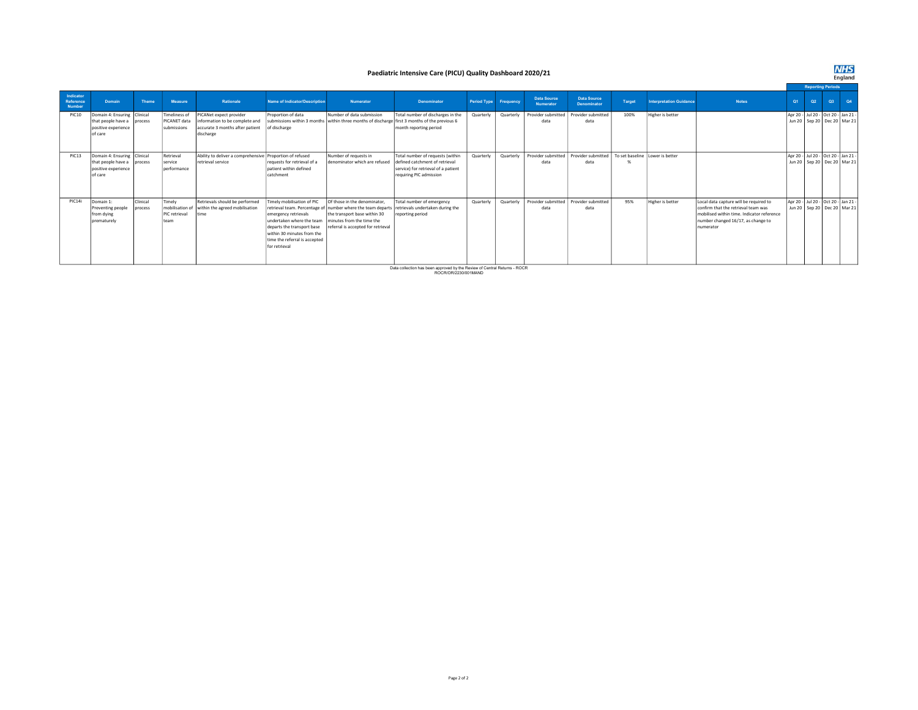# Paediatric Intensive Care (PICU) Quality Dashboard 2020/21

| Indicator Reference Number | Domain | Theme | Measure | Rationale | Name of Indicator/Description | Numerator | Denominator | Period Type | Frequency | Data Source Numerator | Data Source Denominator | Target | Interpretation Guidance | Notes | Reporting Periods Q1 | Q2 | Q3 | Q4 |
|---|---|---|---|---|---|---|---|---|---|---|---|---|---|---|---|---|---|---|
| PIC10 | Domain 4: Ensuring that people have a positive experience of care | Clinical process | Timeliness of PICANET data submissions | PICANet expect provider information to be complete and accurate 3 months after patient discharge | Proportion of data submissions within 3 months of discharge | Number of data submission within three months of discharge | Total number of discharges in the first 3 months of the previous 6 month reporting period | Quarterly | Quarterly | Provider submitted data | Provider submitted data | 100% | Higher is better | | Apr 20 - Jun 20 | Jul 20 - Sep 20 | Oct 20 - Dec 20 | Jan 21 - Mar 21 |
| PIC13 | Domain 4: Ensuring that people have a positive experience of care | Clinical process | Retrieval service performance | Ability to deliver a comprehensive retrieval service | Proportion of refused requests for retrieval of a patient within defined catchment | Number of requests in denominator which are refused | Total number of requests (within defined catchment of retrieval service) for retrieval of a patient requiring PIC admission | Quarterly | Quarterly | Provider submitted data | Provider submitted data | To set baseline % | Lower is better | | Apr 20 - Jun 20 | Jul 20 - Sep 20 | Oct 20 - Dec 20 | Jan 21 - Mar 21 |
| PIC14i | Domain 1: Preventing people from dying prematurely | Clinical process | Timely mobilisation of PIC retrieval team | Retrievals should be performed within the agreed mobilisation time | Timely mobilisation of PIC retrieval team. Percentage of emergency retrievals undertaken where the team departs the transport base within 30 minutes from the time the referral is accepted for retrieval | Of those in the denominator, number where the team departs the transport base within 30 minutes from the time the referral is accepted for retrieval | Total number of emergency retrievals undertaken during the reporting period | Quarterly | Quarterly | Provider submitted data | Provider submitted data | 95% | Higher is better | Local data capture will be required to confirm that the retrieval team was mobilised within time. Indicator reference number changed 16/17, as change to numerator | Apr 20 - Jun 20 | Jul 20 - Sep 20 | Oct 20 - Dec 20 | Jan 21 - Mar 21 |

Data collection has been approved by the Review of Central Returns - ROCR
ROCR/OR/2230/001MAND